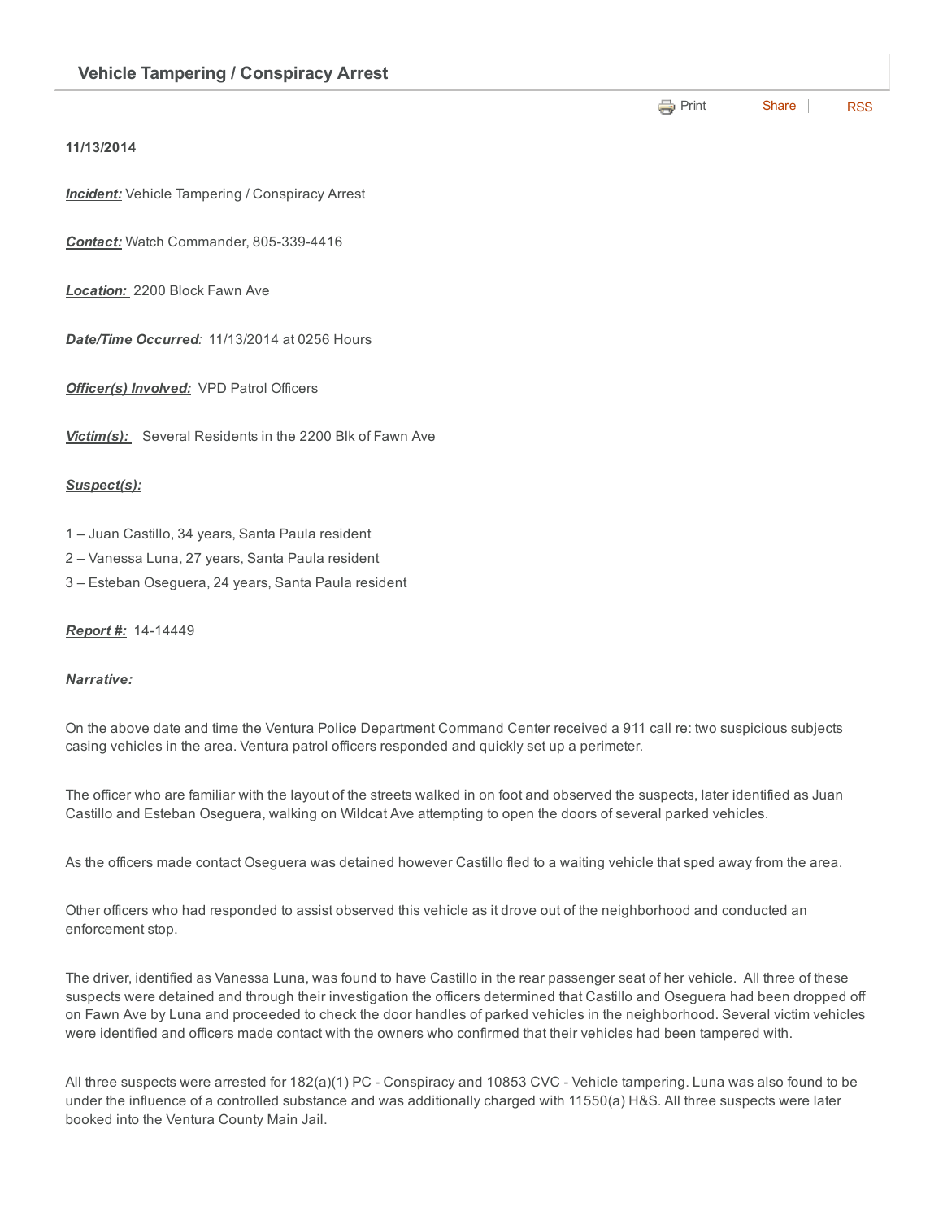## Vehicle Tampering / Conspiracy Arrest

Print | Share | RSS

**11/13/2014**

***Incident:*** Vehicle Tampering / Conspiracy Arrest

***Contact:*** Watch Commander, 805-339-4416

***Location:*** 2200 Block Fawn Ave

***Date/Time Occurred:*** 11/13/2014 at 0256 Hours

***Officer(s) Involved:*** VPD Patrol Officers

***Victim(s):*** Several Residents in the 2200 Blk of Fawn Ave

***Suspect(s):***

1 – Juan Castillo, 34 years, Santa Paula resident
2 – Vanessa Luna, 27 years, Santa Paula resident
3 – Esteban Oseguera, 24 years, Santa Paula resident

***Report #:*** 14-14449

***Narrative:***

On the above date and time the Ventura Police Department Command Center received a 911 call re: two suspicious subjects casing vehicles in the area. Ventura patrol officers responded and quickly set up a perimeter.

The officer who are familiar with the layout of the streets walked in on foot and observed the suspects, later identified as Juan Castillo and Esteban Oseguera, walking on Wildcat Ave attempting to open the doors of several parked vehicles.

As the officers made contact Oseguera was detained however Castillo fled to a waiting vehicle that sped away from the area.

Other officers who had responded to assist observed this vehicle as it drove out of the neighborhood and conducted an enforcement stop.

The driver, identified as Vanessa Luna, was found to have Castillo in the rear passenger seat of her vehicle. All three of these suspects were detained and through their investigation the officers determined that Castillo and Oseguera had been dropped off on Fawn Ave by Luna and proceeded to check the door handles of parked vehicles in the neighborhood. Several victim vehicles were identified and officers made contact with the owners who confirmed that their vehicles had been tampered with.

All three suspects were arrested for 182(a)(1) PC - Conspiracy and 10853 CVC - Vehicle tampering. Luna was also found to be under the influence of a controlled substance and was additionally charged with 11550(a) H&S. All three suspects were later booked into the Ventura County Main Jail.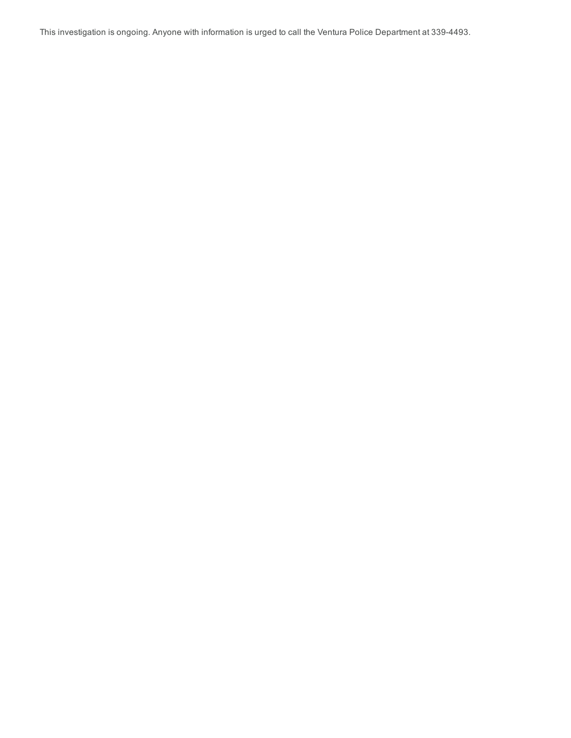This investigation is ongoing. Anyone with information is urged to call the Ventura Police Department at 339-4493.